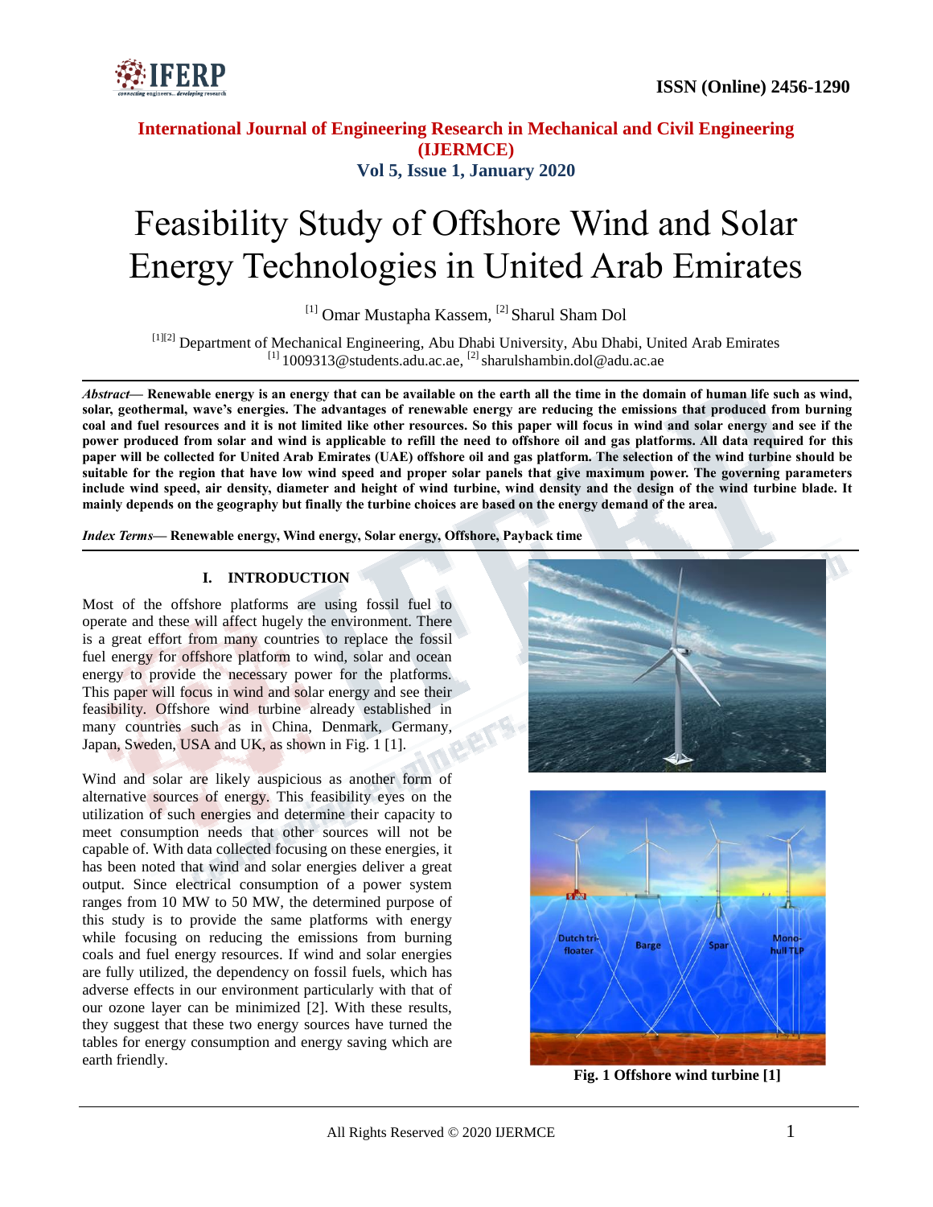# Feasibility Study of Offshore Wind and Solar Energy Technologies in United Arab Emirates

[1] Omar Mustapha Kassem, [2] Sharul Sham Dol

[1][2] Department of Mechanical Engineering, Abu Dhabi University, Abu Dhabi, United Arab Emirates
[1] 1009313@students.adu.ac.ae, [2] sharulshambin.dol@adu.ac.ae

***Abstract*— Renewable energy is an energy that can be available on the earth all the time in the domain of human life such as wind, solar, geothermal, wave's energies. The advantages of renewable energy are reducing the emissions that produced from burning coal and fuel resources and it is not limited like other resources. So this paper will focus in wind and solar energy and see if the power produced from solar and wind is applicable to refill the need to offshore oil and gas platforms. All data required for this paper will be collected for United Arab Emirates (UAE) offshore oil and gas platform. The selection of the wind turbine should be suitable for the region that have low wind speed and proper solar panels that give maximum power. The governing parameters include wind speed, air density, diameter and height of wind turbine, wind density and the design of the wind turbine blade. It mainly depends on the geography but finally the turbine choices are based on the energy demand of the area.**

***Index Terms*— Renewable energy, Wind energy, Solar energy, Offshore, Payback time**

## I. INTRODUCTION

Most of the offshore platforms are using fossil fuel to operate and these will affect hugely the environment. There is a great effort from many countries to replace the fossil fuel energy for offshore platform to wind, solar and ocean energy to provide the necessary power for the platforms. This paper will focus in wind and solar energy and see their feasibility. Offshore wind turbine already established in many countries such as in China, Denmark, Germany, Japan, Sweden, USA and UK, as shown in Fig. 1 [1].

Wind and solar are likely auspicious as another form of alternative sources of energy. This feasibility eyes on the utilization of such energies and determine their capacity to meet consumption needs that other sources will not be capable of. With data collected focusing on these energies, it has been noted that wind and solar energies deliver a great output. Since electrical consumption of a power system ranges from 10 MW to 50 MW, the determined purpose of this study is to provide the same platforms with energy while focusing on reducing the emissions from burning coals and fuel energy resources. If wind and solar energies are fully utilized, the dependency on fossil fuels, which has adverse effects in our environment particularly with that of our ozone layer can be minimized [2]. With these results, they suggest that these two energy sources have turned the tables for energy consumption and energy saving which are earth friendly.

**Fig. 1 Offshore wind turbine [1]**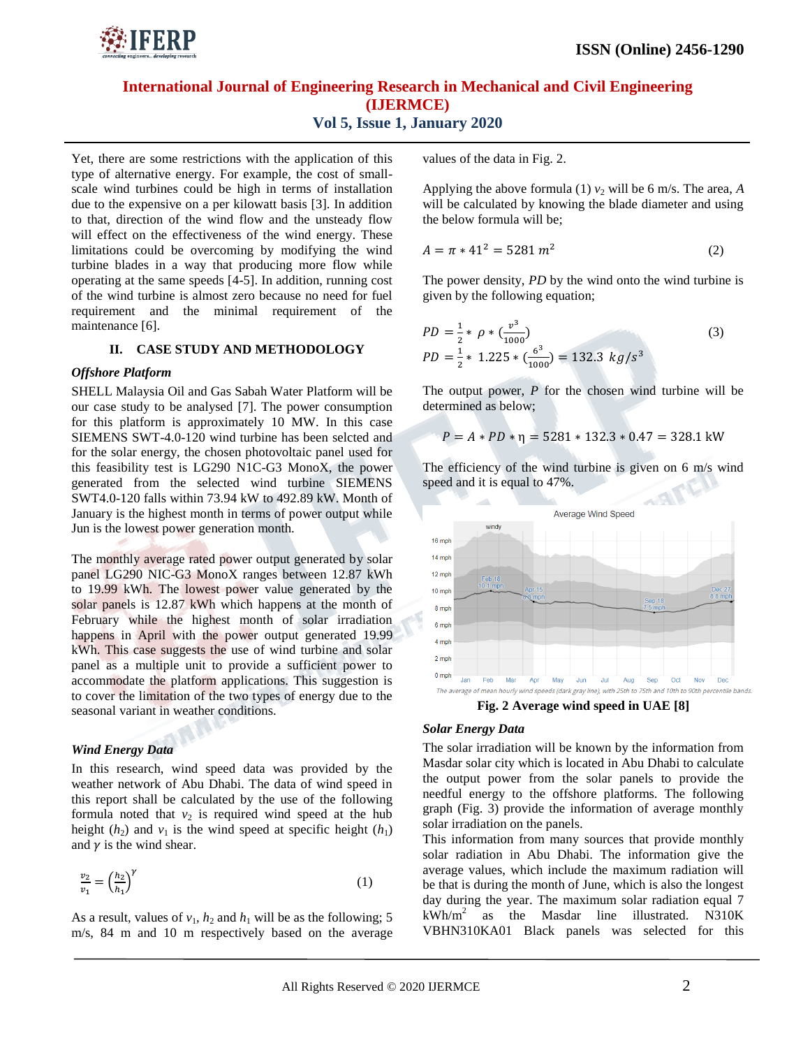Yet, there are some restrictions with the application of this type of alternative energy. For example, the cost of small-scale wind turbines could be high in terms of installation due to the expensive on a per kilowatt basis [3]. In addition to that, direction of the wind flow and the unsteady flow will effect on the effectiveness of the wind energy. These limitations could be overcoming by modifying the wind turbine blades in a way that producing more flow while operating at the same speeds [4-5]. In addition, running cost of the wind turbine is almost zero because no need for fuel requirement and the minimal requirement of the maintenance [6].

## II. CASE STUDY AND METHODOLOGY

### *Offshore Platform*

SHELL Malaysia Oil and Gas Sabah Water Platform will be our case study to be analysed [7]. The power consumption for this platform is approximately 10 MW. In this case SIEMENS SWT-4.0-120 wind turbine has been selcted and for the solar energy, the chosen photovoltaic panel used for this feasibility test is LG290 N1C-G3 MonoX, the power generated from the selected wind turbine SIEMENS SWT4.0-120 falls within 73.94 kW to 492.89 kW. Month of January is the highest month in terms of power output while Jun is the lowest power generation month.

The monthly average rated power output generated by solar panel LG290 NIC-G3 MonoX ranges between 12.87 kWh to 19.99 kWh. The lowest power value generated by the solar panels is 12.87 kWh which happens at the month of February while the highest month of solar irradiation happens in April with the power output generated 19.99 kWh. This case suggests the use of wind turbine and solar panel as a multiple unit to provide a sufficient power to accommodate the platform applications. This suggestion is to cover the limitation of the two types of energy due to the seasonal variant in weather conditions.

### *Wind Energy Data*

In this research, wind speed data was provided by the weather network of Abu Dhabi. The data of wind speed in this report shall be calculated by the use of the following formula noted that $v_2$ is required wind speed at the hub height ($h_2$) and $v_1$ is the wind speed at specific height ($h_1$) and $\gamma$ is the wind shear.

$$\frac{v_2}{v_1} = \left(\frac{h_2}{h_1}\right)^{\gamma} \tag{1}$$

As a result, values of $v_1$, $h_2$ and $h_1$ will be as the following; 5 m/s, 84 m and 10 m respectively based on the average values of the data in Fig. 2.

Applying the above formula (1) $v_2$ will be 6 m/s. The area, $A$ will be calculated by knowing the blade diameter and using the below formula will be;

$$A = \pi * 41^2 = 5281\ m^2 \tag{2}$$

The power density, $PD$ by the wind onto the wind turbine is given by the following equation;

$$PD = \frac{1}{2} * \rho * \left(\frac{v^3}{1000}\right) \tag{3}$$

$$PD = \frac{1}{2} * 1.225 * \left(\frac{6^3}{1000}\right) = 132.3\ kg/s^3$$

The output power, $P$ for the chosen wind turbine will be determined as below;

$$P = A * PD * \eta = 5281 * 132.3 * 0.47 = 328.1\ \text{kW}$$

The efficiency of the wind turbine is given on 6 m/s wind speed and it is equal to 47%.

**Fig. 2 Average wind speed in UAE [8]**

### *Solar Energy Data*

The solar irradiation will be known by the information from Masdar solar city which is located in Abu Dhabi to calculate the output power from the solar panels to provide the needful energy to the offshore platforms. The following graph (Fig. 3) provide the information of average monthly solar irradiation on the panels.

This information from many sources that provide monthly solar radiation in Abu Dhabi. The information give the average values, which include the maximum radiation will be that is during the month of June, which is also the longest day during the year. The maximum solar radiation equal 7 kWh/m$^2$ as the Masdar line illustrated. N310K VBHN310KA01 Black panels was selected for this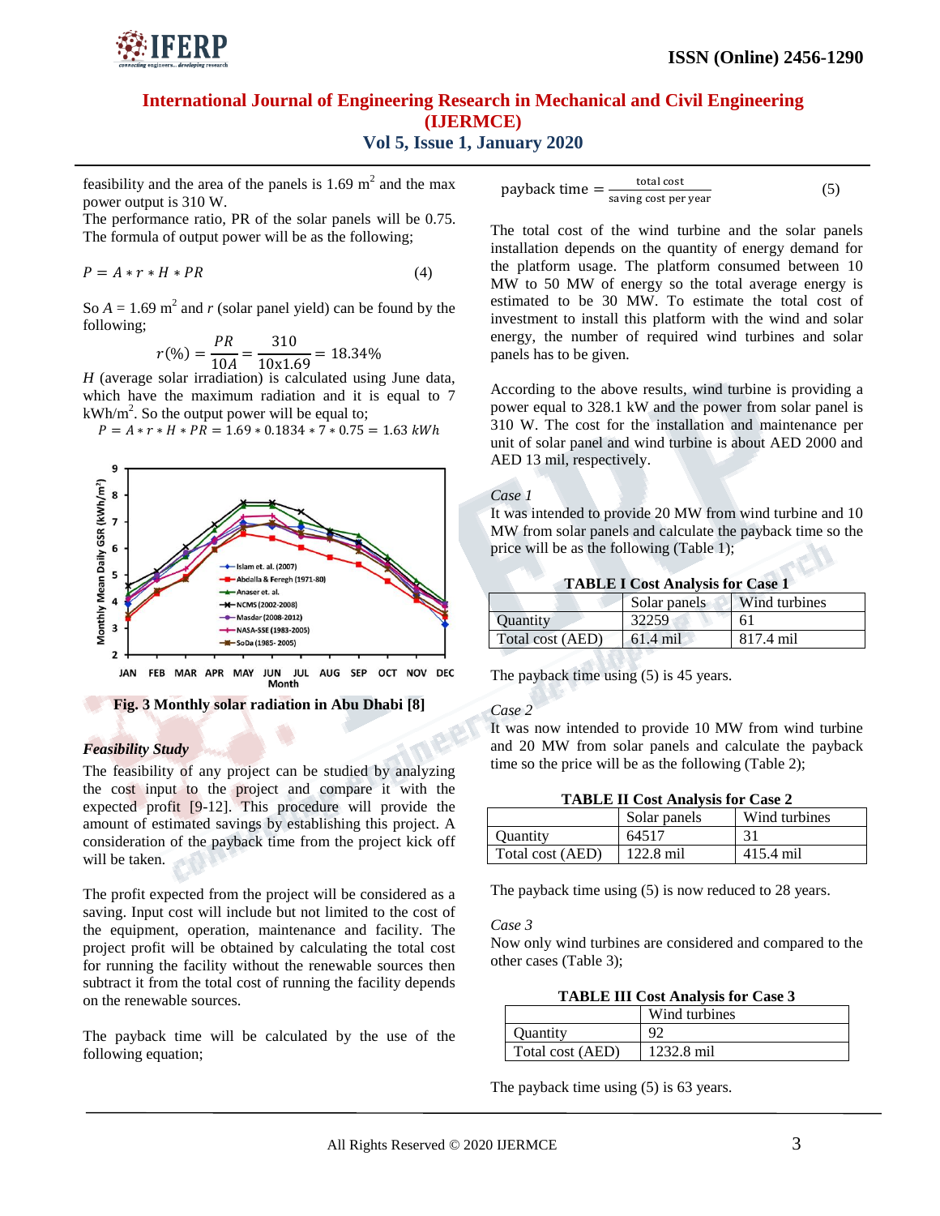feasibility and the area of the panels is 1.69 $m^2$ and the max power output is 310 W.

The performance ratio, PR of the solar panels will be 0.75. The formula of output power will be as the following;

$$P = A * r * H * PR \tag{4}$$

So $A = 1.69$ $m^2$ and $r$ (solar panel yield) can be found by the following;

$$r(\%) = \frac{PR}{10A} = \frac{310}{10x1.69} = 18.34\%$$

$H$ (average solar irradiation) is calculated using June data, which have the maximum radiation and it is equal to 7 $kWh/m^2$. So the output power will be equal to;

$$P = A * r * H * PR = 1.69 * 0.1834 * 7 * 0.75 = 1.63\ kWh$$

**Fig. 3 Monthly solar radiation in Abu Dhabi [8]**

### *Feasibility Study*

The feasibility of any project can be studied by analyzing the cost input to the project and compare it with the expected profit [9-12]. This procedure will provide the amount of estimated savings by establishing this project. A consideration of the payback time from the project kick off will be taken.

The profit expected from the project will be considered as a saving. Input cost will include but not limited to the cost of the equipment, operation, maintenance and facility. The project profit will be obtained by calculating the total cost for running the facility without the renewable sources then subtract it from the total cost of running the facility depends on the renewable sources.

The payback time will be calculated by the use of the following equation;

$$\text{payback time} = \frac{\text{total cost}}{\text{saving cost per year}} \tag{5}$$

The total cost of the wind turbine and the solar panels installation depends on the quantity of energy demand for the platform usage. The platform consumed between 10 MW to 50 MW of energy so the total average energy is estimated to be 30 MW. To estimate the total cost of investment to install this platform with the wind and solar energy, the number of required wind turbines and solar panels has to be given.

According to the above results, wind turbine is providing a power equal to 328.1 kW and the power from solar panel is 310 W. The cost for the installation and maintenance per unit of solar panel and wind turbine is about AED 2000 and AED 13 mil, respectively.

*Case 1*

It was intended to provide 20 MW from wind turbine and 10 MW from solar panels and calculate the payback time so the price will be as the following (Table 1);

**TABLE I Cost Analysis for Case 1**

| | Solar panels | Wind turbines |
|---|---|---|
| Quantity | 32259 | 61 |
| Total cost (AED) | 61.4 mil | 817.4 mil |

The payback time using (5) is 45 years.

*Case 2*

It was now intended to provide 10 MW from wind turbine and 20 MW from solar panels and calculate the payback time so the price will be as the following (Table 2);

**TABLE II Cost Analysis for Case 2**

| | Solar panels | Wind turbines |
|---|---|---|
| Quantity | 64517 | 31 |
| Total cost (AED) | 122.8 mil | 415.4 mil |

The payback time using (5) is now reduced to 28 years.

*Case 3*

Now only wind turbines are considered and compared to the other cases (Table 3);

**TABLE III Cost Analysis for Case 3**

| | Wind turbines |
|---|---|
| Quantity | 92 |
| Total cost (AED) | 1232.8 mil |

The payback time using (5) is 63 years.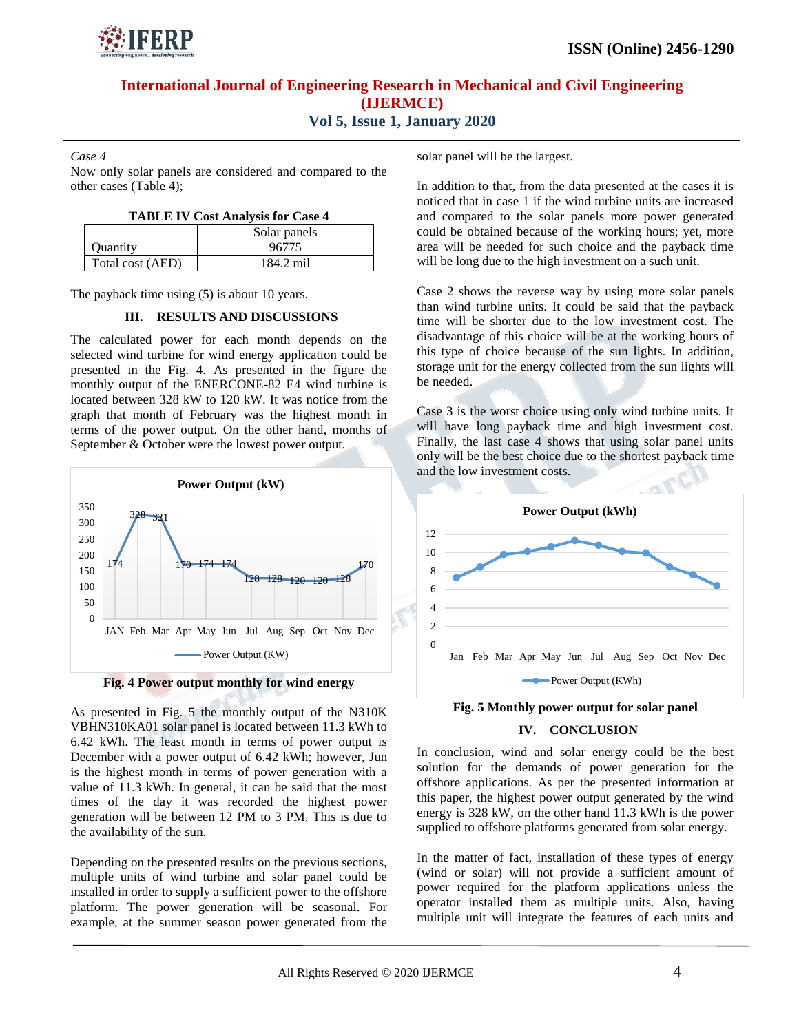*Case 4*

Now only solar panels are considered and compared to the other cases (Table 4);

**TABLE IV Cost Analysis for Case 4**

| | Solar panels |
|---|---|
| Quantity | 96775 |
| Total cost (AED) | 184.2 mil |

The payback time using (5) is about 10 years.

## III. RESULTS AND DISCUSSIONS

The calculated power for each month depends on the selected wind turbine for wind energy application could be presented in the Fig. 4. As presented in the figure the monthly output of the ENERCONE-82 E4 wind turbine is located between 328 kW to 120 kW. It was notice from the graph that month of February was the highest month in terms of the power output. On the other hand, months of September & October were the lowest power output.

**Fig. 4 Power output monthly for wind energy**

As presented in Fig. 5 the monthly output of the N310K VBHN310KA01 solar panel is located between 11.3 kWh to 6.42 kWh. The least month in terms of power output is December with a power output of 6.42 kWh; however, Jun is the highest month in terms of power generation with a value of 11.3 kWh. In general, it can be said that the most times of the day it was recorded the highest power generation will be between 12 PM to 3 PM. This is due to the availability of the sun.

Depending on the presented results on the previous sections, multiple units of wind turbine and solar panel could be installed in order to supply a sufficient power to the offshore platform. The power generation will be seasonal. For example, at the summer season power generated from the solar panel will be the largest.

In addition to that, from the data presented at the cases it is noticed that in case 1 if the wind turbine units are increased and compared to the solar panels more power generated could be obtained because of the working hours; yet, more area will be needed for such choice and the payback time will be long due to the high investment on a such unit.

Case 2 shows the reverse way by using more solar panels than wind turbine units. It could be said that the payback time will be shorter due to the low investment cost. The disadvantage of this choice will be at the working hours of this type of choice because of the sun lights. In addition, storage unit for the energy collected from the sun lights will be needed.

Case 3 is the worst choice using only wind turbine units. It will have long payback time and high investment cost. Finally, the last case 4 shows that using solar panel units only will be the best choice due to the shortest payback time and the low investment costs.

**Fig. 5 Monthly power output for solar panel**

## IV. CONCLUSION

In conclusion, wind and solar energy could be the best solution for the demands of power generation for the offshore applications. As per the presented information at this paper, the highest power output generated by the wind energy is 328 kW, on the other hand 11.3 kWh is the power supplied to offshore platforms generated from solar energy.

In the matter of fact, installation of these types of energy (wind or solar) will not provide a sufficient amount of power required for the platform applications unless the operator installed them as multiple units. Also, having multiple unit will integrate the features of each units and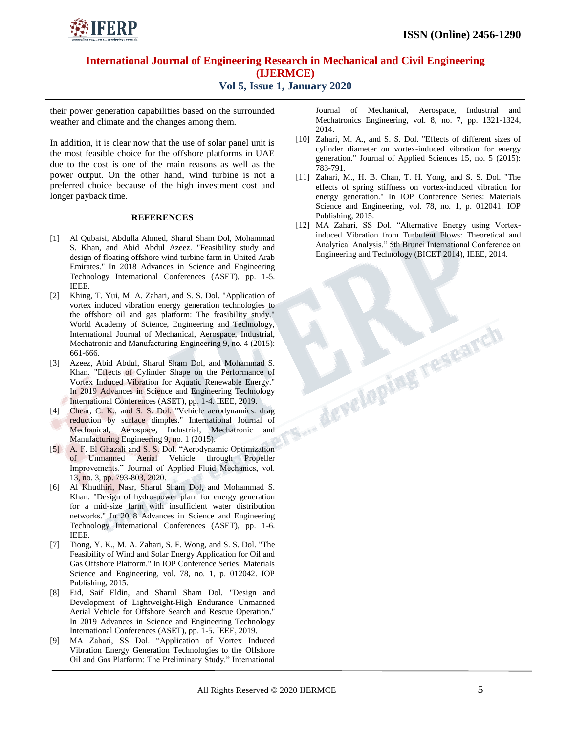their power generation capabilities based on the surrounded weather and climate and the changes among them.

In addition, it is clear now that the use of solar panel unit is the most feasible choice for the offshore platforms in UAE due to the cost is one of the main reasons as well as the power output. On the other hand, wind turbine is not a preferred choice because of the high investment cost and longer payback time.

## REFERENCES

[1] Al Qubaisi, Abdulla Ahmed, Sharul Sham Dol, Mohammad S. Khan, and Abid Abdul Azeez. "Feasibility study and design of floating offshore wind turbine farm in United Arab Emirates." In 2018 Advances in Science and Engineering Technology International Conferences (ASET), pp. 1-5. IEEE.

[2] Khing, T. Yui, M. A. Zahari, and S. S. Dol. "Application of vortex induced vibration energy generation technologies to the offshore oil and gas platform: The feasibility study." World Academy of Science, Engineering and Technology, International Journal of Mechanical, Aerospace, Industrial, Mechatronic and Manufacturing Engineering 9, no. 4 (2015): 661-666.

[3] Azeez, Abid Abdul, Sharul Sham Dol, and Mohammad S. Khan. "Effects of Cylinder Shape on the Performance of Vortex Induced Vibration for Aquatic Renewable Energy." In 2019 Advances in Science and Engineering Technology International Conferences (ASET), pp. 1-4. IEEE, 2019.

[4] Chear, C. K., and S. S. Dol. "Vehicle aerodynamics: drag reduction by surface dimples." International Journal of Mechanical, Aerospace, Industrial, Mechatronic and Manufacturing Engineering 9, no. 1 (2015).

[5] A. F. El Ghazali and S. S. Dol. "Aerodynamic Optimization of Unmanned Aerial Vehicle through Propeller Improvements." Journal of Applied Fluid Mechanics, vol. 13, no. 3, pp. 793-803, 2020.

[6] Al Khudhiri, Nasr, Sharul Sham Dol, and Mohammad S. Khan. "Design of hydro-power plant for energy generation for a mid-size farm with insufficient water distribution networks." In 2018 Advances in Science and Engineering Technology International Conferences (ASET), pp. 1-6. IEEE.

[7] Tiong, Y. K., M. A. Zahari, S. F. Wong, and S. S. Dol. "The Feasibility of Wind and Solar Energy Application for Oil and Gas Offshore Platform." In IOP Conference Series: Materials Science and Engineering, vol. 78, no. 1, p. 012042. IOP Publishing, 2015.

[8] Eid, Saif Eldin, and Sharul Sham Dol. "Design and Development of Lightweight-High Endurance Unmanned Aerial Vehicle for Offshore Search and Rescue Operation." In 2019 Advances in Science and Engineering Technology International Conferences (ASET), pp. 1-5. IEEE, 2019.

[9] MA Zahari, SS Dol. "Application of Vortex Induced Vibration Energy Generation Technologies to the Offshore Oil and Gas Platform: The Preliminary Study." International Journal of Mechanical, Aerospace, Industrial and Mechatronics Engineering, vol. 8, no. 7, pp. 1321-1324, 2014.

[10] Zahari, M. A., and S. S. Dol. "Effects of different sizes of cylinder diameter on vortex-induced vibration for energy generation." Journal of Applied Sciences 15, no. 5 (2015): 783-791.

[11] Zahari, M., H. B. Chan, T. H. Yong, and S. S. Dol. "The effects of spring stiffness on vortex-induced vibration for energy generation." In IOP Conference Series: Materials Science and Engineering, vol. 78, no. 1, p. 012041. IOP Publishing, 2015.

[12] MA Zahari, SS Dol. "Alternative Energy using Vortex-induced Vibration from Turbulent Flows: Theoretical and Analytical Analysis." 5th Brunei International Conference on Engineering and Technology (BICET 2014), IEEE, 2014.